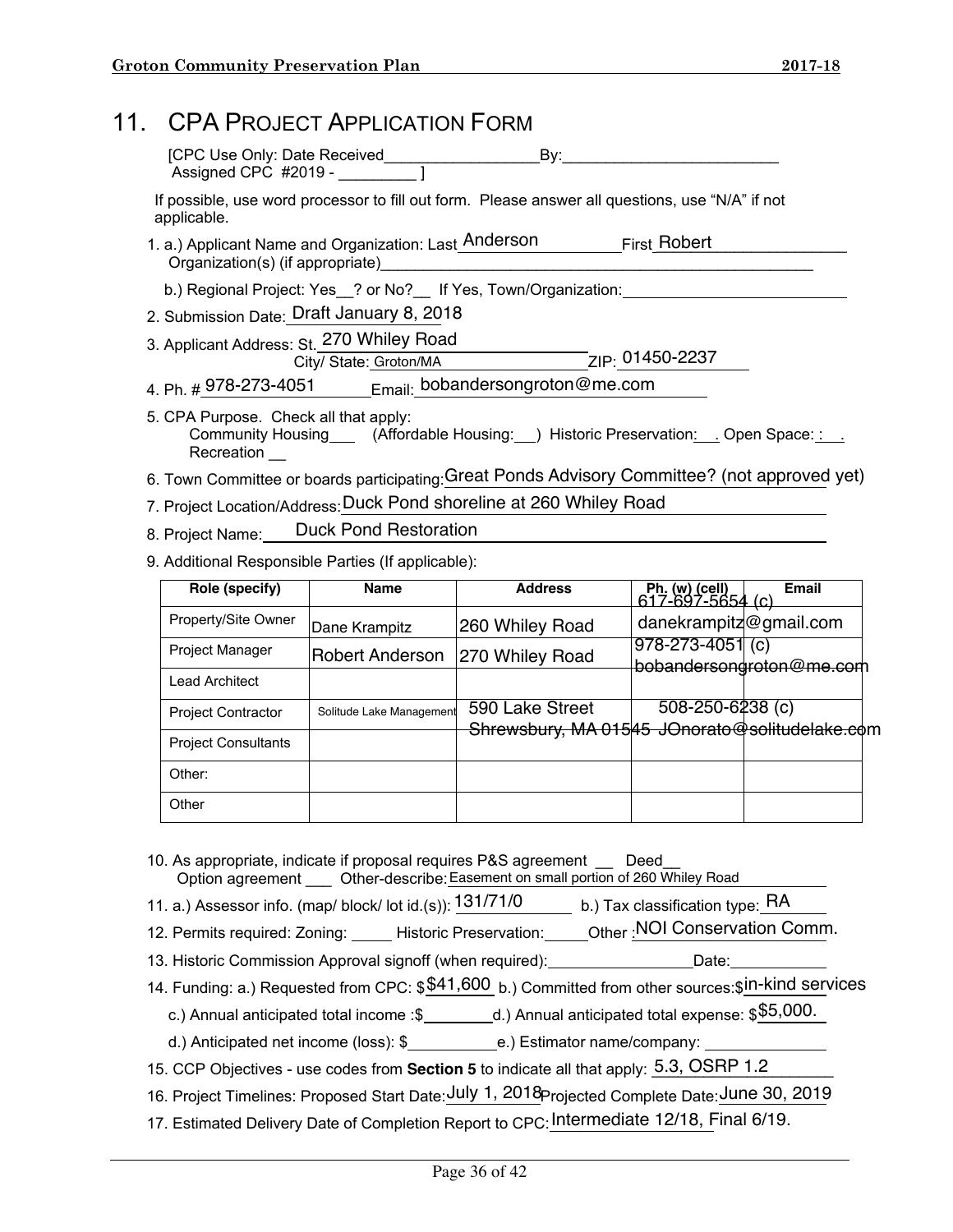# 11. CPA Project Application Form

[CPC Use Only: Date Received__________________By:_________________________
Assigned CPC #2019 - _________ ]

If possible, use word processor to fill out form. Please answer all questions, use "N/A" if not applicable.

1. a.) Applicant Name and Organization: Last Anderson First Robert
   Organization(s) (if appropriate)_______________________________________________

   b.) Regional Project: Yes__? or No?__ If Yes, Town/Organization:_______________________

2. Submission Date: Draft January 8, 2018

3. Applicant Address: St. 270 Whiley Road
   City/ State: Groton/MA ZIP: 01450-2237

4. Ph. # 978-273-4051 Email: bobandersongroton@me.com

5. CPA Purpose. Check all that apply:
   Community Housing___ (Affordable Housing:__) Historic Preservation:__. Open Space: :__.
   Recreation __

6. Town Committee or boards participating: Great Ponds Advisory Committee? (not approved yet)

7. Project Location/Address: Duck Pond shoreline at 260 Whiley Road

8. Project Name: Duck Pond Restoration

9. Additional Responsible Parties (If applicable):

| Role (specify) | Name | Address | Ph. (w) (cell) | Email |
|---|---|---|---|---|
| Property/Site Owner | Dane Krampitz | 260 Whiley Road | 617-697-5654 (c) | danekrampitz@gmail.com |
| Project Manager | Robert Anderson | 270 Whiley Road | 978-273-4051 (c) | bobandersongroton@me.com |
| Lead Architect | | | | |
| Project Contractor | Solitude Lake Management | 590 Lake Street Shrewsbury, MA 01545 | 508-250-6238 (c) | JOnorato@solitudelake.com |
| Project Consultants | | | | |
| Other: | | | | |
| Other | | | | |

10. As appropriate, indicate if proposal requires P&S agreement __ Deed__
    Option agreement ___ Other-describe: Easement on small portion of 260 Whiley Road

11. a.) Assessor info. (map/ block/ lot id.(s)): 131/71/0 b.) Tax classification type: RA

12. Permits required: Zoning: _____ Historic Preservation:_____Other : NOI Conservation Comm.

13. Historic Commission Approval signoff (when required):________________Date:___________

14. Funding: a.) Requested from CPC: $41,600 b.) Committed from other sources:$ in-kind services

    c.) Annual anticipated total income :$________d.) Annual anticipated total expense: $ $5,000.

    d.) Anticipated net income (loss): $__________e.) Estimator name/company: ______________

15. CCP Objectives - use codes from **Section 5** to indicate all that apply: 5.3, OSRP 1.2

16. Project Timelines: Proposed Start Date: July 1, 2018 Projected Complete Date: June 30, 2019

17. Estimated Delivery Date of Completion Report to CPC: Intermediate 12/18, Final 6/19.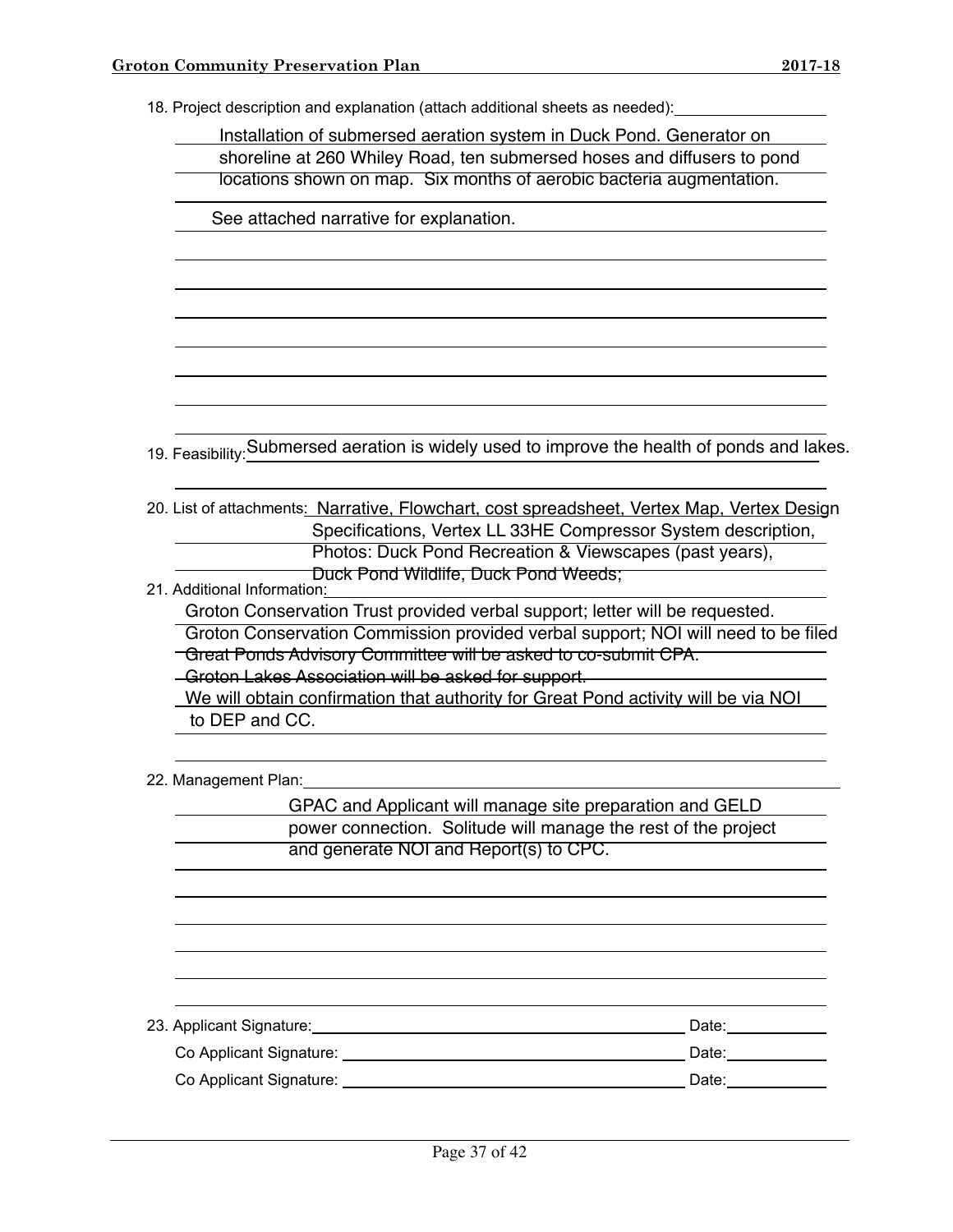18. Project description and explanation (attach additional sheets as needed):

Installation of submersed aeration system in Duck Pond. Generator on shoreline at 260 Whiley Road, ten submersed hoses and diffusers to pond locations shown on map. Six months of aerobic bacteria augmentation.

See attached narrative for explanation.

19. Feasibility: Submersed aeration is widely used to improve the health of ponds and lakes.

20. List of attachments: Narrative, Flowchart, cost spreadsheet, Vertex Map, Vertex Design Specifications, Vertex LL 33HE Compressor System description, Photos: Duck Pond Recreation & Viewscapes (past years), Duck Pond Wildlife, Duck Pond Weeds;

21. Additional Information:

Groton Conservation Trust provided verbal support; letter will be requested.
Groton Conservation Commission provided verbal support; NOI will need to be filed
Great Ponds Advisory Committee will be asked to co-submit CPA.
Groton Lakes Association will be asked for support.
We will obtain confirmation that authority for Great Pond activity will be via NOI to DEP and CC.

22. Management Plan:

GPAC and Applicant will manage site preparation and GELD power connection. Solitude will manage the rest of the project and generate NOI and Report(s) to CPC.

23. Applicant Signature: ______________________ Date: __________

Co Applicant Signature: ______________________ Date: __________

Co Applicant Signature: ______________________ Date: __________